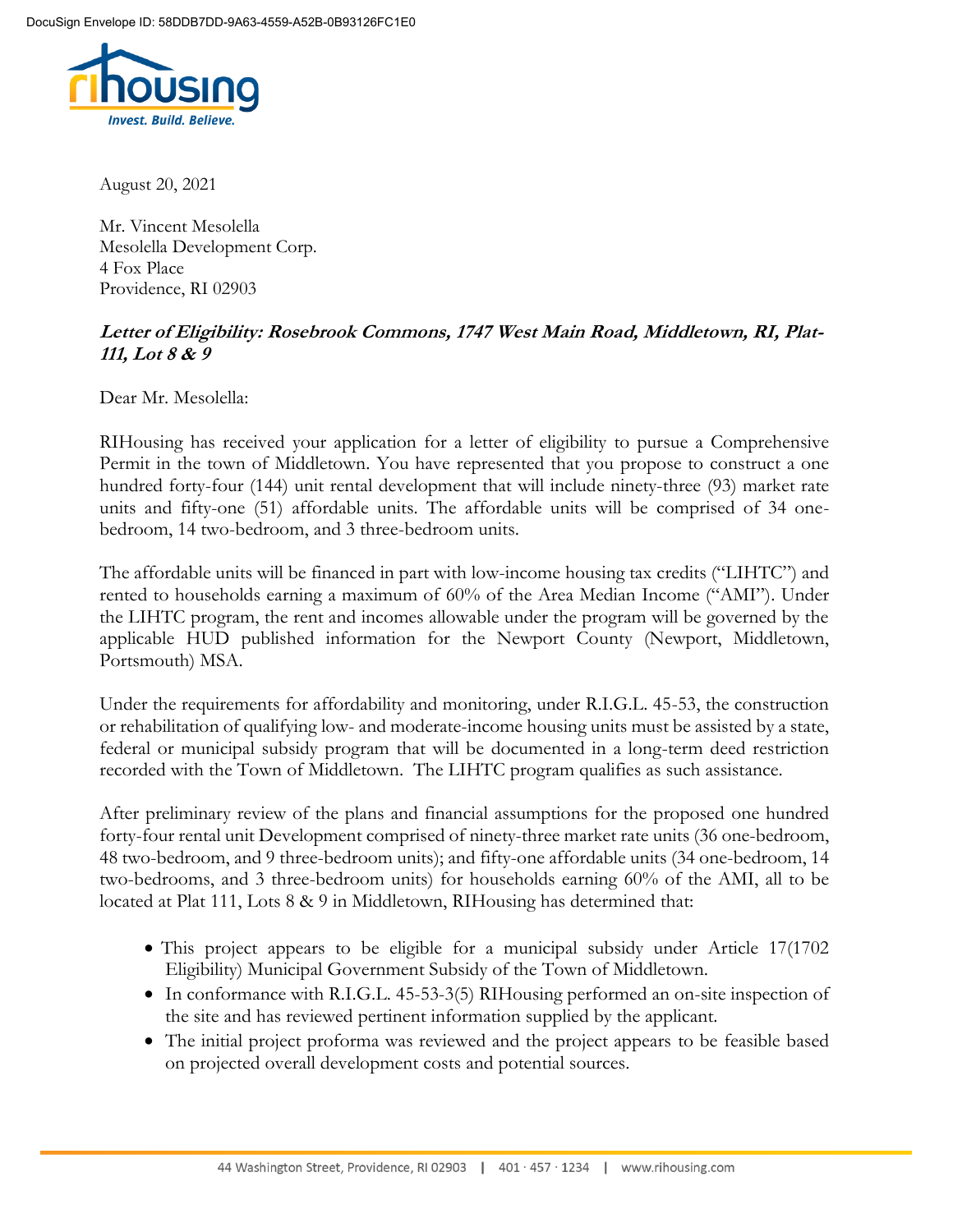DocuSign Envelope ID: 58DDB7DD-9A63-4559-A52B-0B93126FC1E0

rihousing
*Invest. Build. Believe.*

August 20, 2021

Mr. Vincent Mesolella
Mesolella Development Corp.
4 Fox Place
Providence, RI 02903

***Letter of Eligibility: Rosebrook Commons, 1747 West Main Road, Middletown, RI, Plat-111, Lot 8 & 9***

Dear Mr. Mesolella:

RIHousing has received your application for a letter of eligibility to pursue a Comprehensive Permit in the town of Middletown. You have represented that you propose to construct a one hundred forty-four (144) unit rental development that will include ninety-three (93) market rate units and fifty-one (51) affordable units. The affordable units will be comprised of 34 one-bedroom, 14 two-bedroom, and 3 three-bedroom units.

The affordable units will be financed in part with low-income housing tax credits ("LIHTC") and rented to households earning a maximum of 60% of the Area Median Income ("AMI"). Under the LIHTC program, the rent and incomes allowable under the program will be governed by the applicable HUD published information for the Newport County (Newport, Middletown, Portsmouth) MSA.

Under the requirements for affordability and monitoring, under R.I.G.L. 45-53, the construction or rehabilitation of qualifying low- and moderate-income housing units must be assisted by a state, federal or municipal subsidy program that will be documented in a long-term deed restriction recorded with the Town of Middletown. The LIHTC program qualifies as such assistance.

After preliminary review of the plans and financial assumptions for the proposed one hundred forty-four rental unit Development comprised of ninety-three market rate units (36 one-bedroom, 48 two-bedroom, and 9 three-bedroom units); and fifty-one affordable units (34 one-bedroom, 14 two-bedrooms, and 3 three-bedroom units) for households earning 60% of the AMI, all to be located at Plat 111, Lots 8 & 9 in Middletown, RIHousing has determined that:

- This project appears to be eligible for a municipal subsidy under Article 17(1702 Eligibility) Municipal Government Subsidy of the Town of Middletown.
- In conformance with R.I.G.L. 45-53-3(5) RIHousing performed an on-site inspection of the site and has reviewed pertinent information supplied by the applicant.
- The initial project proforma was reviewed and the project appears to be feasible based on projected overall development costs and potential sources.

44 Washington Street, Providence, RI 02903 | 401 · 457 · 1234 | www.rihousing.com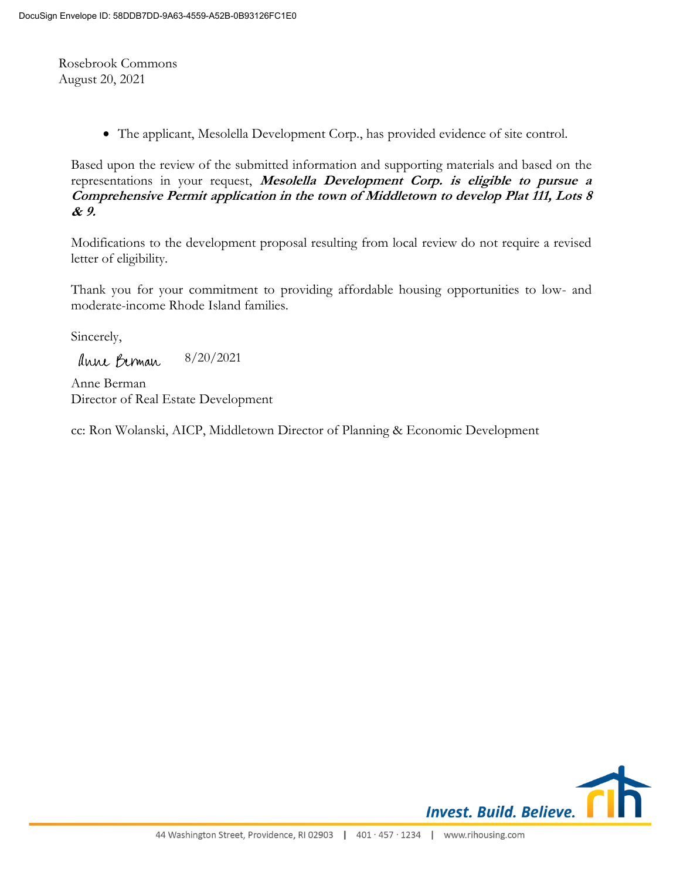Rosebrook Commons
August 20, 2021

- The applicant, Mesolella Development Corp., has provided evidence of site control.

Based upon the review of the submitted information and supporting materials and based on the representations in your request, ***Mesolella Development Corp. is eligible to pursue a Comprehensive Permit application in the town of Middletown to develop Plat 111, Lots 8 & 9.***

Modifications to the development proposal resulting from local review do not require a revised letter of eligibility.

Thank you for your commitment to providing affordable housing opportunities to low- and moderate-income Rhode Island families.

Sincerely,

Anne Berman 8/20/2021

Anne Berman
Director of Real Estate Development

cc: Ron Wolanski, AICP, Middletown Director of Planning & Economic Development